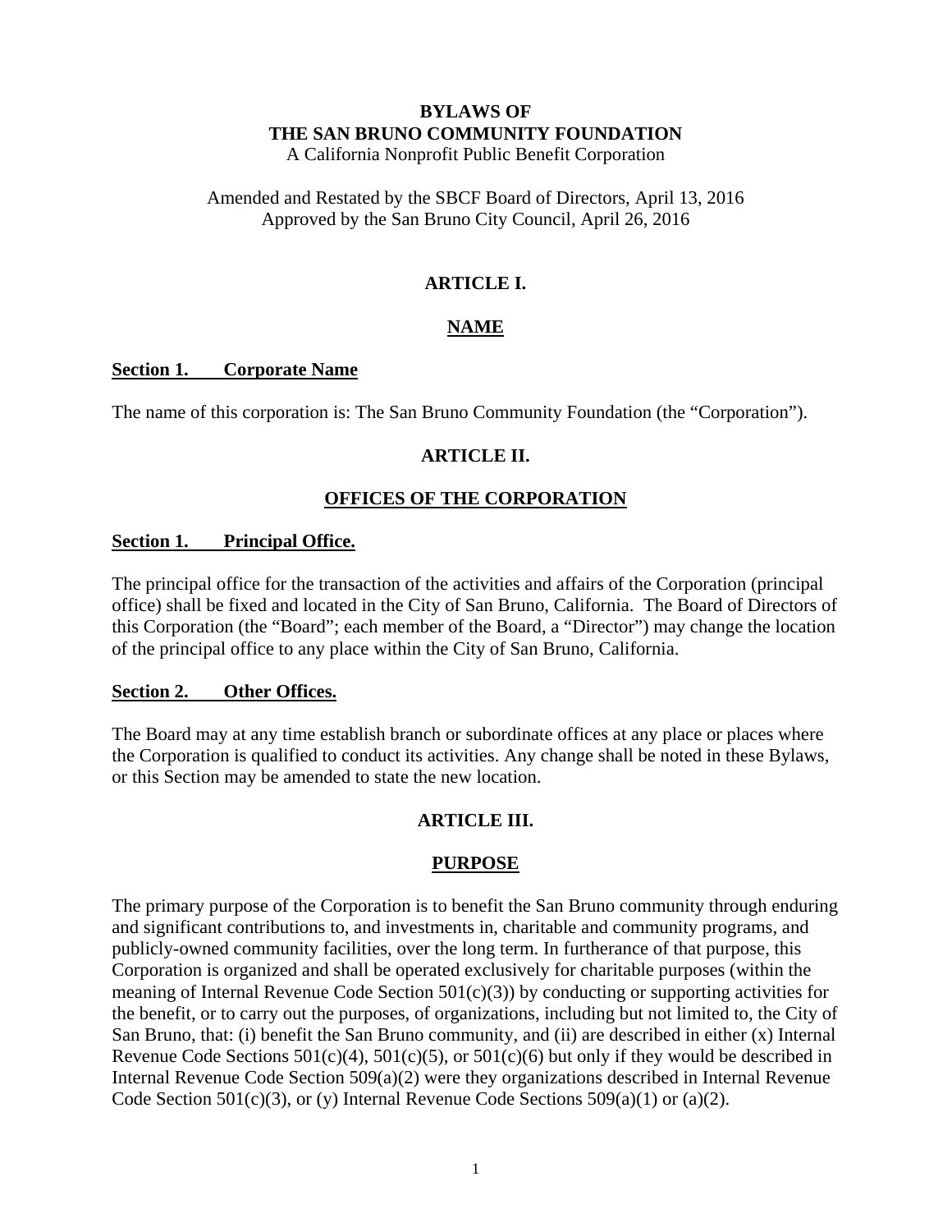# BYLAWS OF
# THE SAN BRUNO COMMUNITY FOUNDATION

A California Nonprofit Public Benefit Corporation

Amended and Restated by the SBCF Board of Directors, April 13, 2016
Approved by the San Bruno City Council, April 26, 2016

## ARTICLE I.

## NAME

### Section 1. Corporate Name

The name of this corporation is: The San Bruno Community Foundation (the "Corporation").

## ARTICLE II.

## OFFICES OF THE CORPORATION

### Section 1. Principal Office.

The principal office for the transaction of the activities and affairs of the Corporation (principal office) shall be fixed and located in the City of San Bruno, California. The Board of Directors of this Corporation (the "Board"; each member of the Board, a "Director") may change the location of the principal office to any place within the City of San Bruno, California.

### Section 2. Other Offices.

The Board may at any time establish branch or subordinate offices at any place or places where the Corporation is qualified to conduct its activities. Any change shall be noted in these Bylaws, or this Section may be amended to state the new location.

## ARTICLE III.

## PURPOSE

The primary purpose of the Corporation is to benefit the San Bruno community through enduring and significant contributions to, and investments in, charitable and community programs, and publicly-owned community facilities, over the long term. In furtherance of that purpose, this Corporation is organized and shall be operated exclusively for charitable purposes (within the meaning of Internal Revenue Code Section 501(c)(3)) by conducting or supporting activities for the benefit, or to carry out the purposes, of organizations, including but not limited to, the City of San Bruno, that: (i) benefit the San Bruno community, and (ii) are described in either (x) Internal Revenue Code Sections 501(c)(4), 501(c)(5), or 501(c)(6) but only if they would be described in Internal Revenue Code Section 509(a)(2) were they organizations described in Internal Revenue Code Section 501(c)(3), or (y) Internal Revenue Code Sections 509(a)(1) or (a)(2).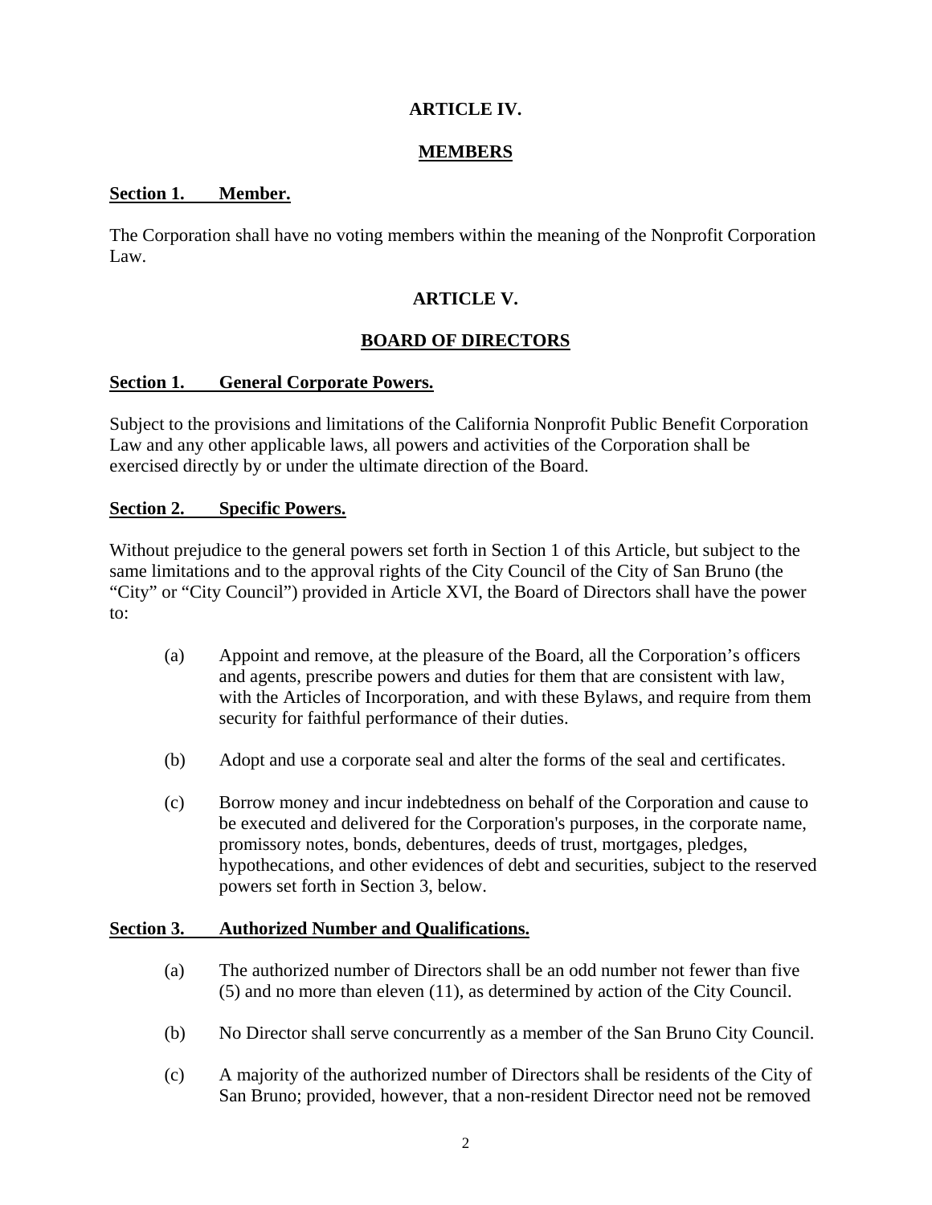## ARTICLE IV.

## MEMBERS

**Section 1. Member.**

The Corporation shall have no voting members within the meaning of the Nonprofit Corporation Law.

## ARTICLE V.

## BOARD OF DIRECTORS

**Section 1. General Corporate Powers.**

Subject to the provisions and limitations of the California Nonprofit Public Benefit Corporation Law and any other applicable laws, all powers and activities of the Corporation shall be exercised directly by or under the ultimate direction of the Board.

**Section 2. Specific Powers.**

Without prejudice to the general powers set forth in Section 1 of this Article, but subject to the same limitations and to the approval rights of the City Council of the City of San Bruno (the "City" or "City Council") provided in Article XVI, the Board of Directors shall have the power to:

(a) Appoint and remove, at the pleasure of the Board, all the Corporation's officers and agents, prescribe powers and duties for them that are consistent with law, with the Articles of Incorporation, and with these Bylaws, and require from them security for faithful performance of their duties.

(b) Adopt and use a corporate seal and alter the forms of the seal and certificates.

(c) Borrow money and incur indebtedness on behalf of the Corporation and cause to be executed and delivered for the Corporation's purposes, in the corporate name, promissory notes, bonds, debentures, deeds of trust, mortgages, pledges, hypothecations, and other evidences of debt and securities, subject to the reserved powers set forth in Section 3, below.

**Section 3. Authorized Number and Qualifications.**

(a) The authorized number of Directors shall be an odd number not fewer than five (5) and no more than eleven (11), as determined by action of the City Council.

(b) No Director shall serve concurrently as a member of the San Bruno City Council.

(c) A majority of the authorized number of Directors shall be residents of the City of San Bruno; provided, however, that a non-resident Director need not be removed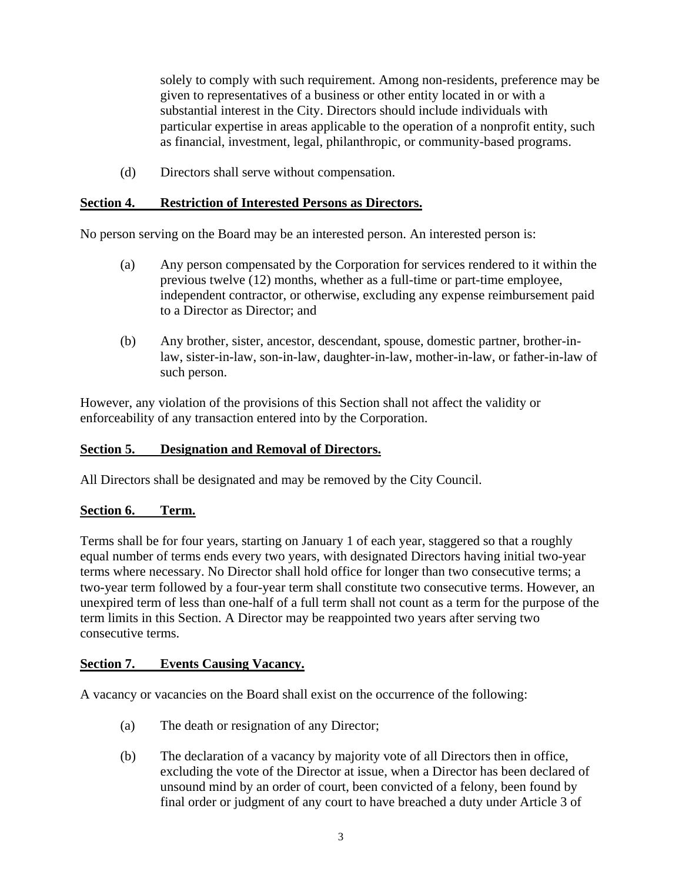solely to comply with such requirement. Among non-residents, preference may be given to representatives of a business or other entity located in or with a substantial interest in the City. Directors should include individuals with particular expertise in areas applicable to the operation of a nonprofit entity, such as financial, investment, legal, philanthropic, or community-based programs.

(d) Directors shall serve without compensation.

**Section 4. Restriction of Interested Persons as Directors.**

No person serving on the Board may be an interested person. An interested person is:

(a) Any person compensated by the Corporation for services rendered to it within the previous twelve (12) months, whether as a full-time or part-time employee, independent contractor, or otherwise, excluding any expense reimbursement paid to a Director as Director; and

(b) Any brother, sister, ancestor, descendant, spouse, domestic partner, brother-in-law, sister-in-law, son-in-law, daughter-in-law, mother-in-law, or father-in-law of such person.

However, any violation of the provisions of this Section shall not affect the validity or enforceability of any transaction entered into by the Corporation.

**Section 5. Designation and Removal of Directors.**

All Directors shall be designated and may be removed by the City Council.

**Section 6. Term.**

Terms shall be for four years, starting on January 1 of each year, staggered so that a roughly equal number of terms ends every two years, with designated Directors having initial two-year terms where necessary. No Director shall hold office for longer than two consecutive terms; a two-year term followed by a four-year term shall constitute two consecutive terms. However, an unexpired term of less than one-half of a full term shall not count as a term for the purpose of the term limits in this Section. A Director may be reappointed two years after serving two consecutive terms.

**Section 7. Events Causing Vacancy.**

A vacancy or vacancies on the Board shall exist on the occurrence of the following:

(a) The death or resignation of any Director;

(b) The declaration of a vacancy by majority vote of all Directors then in office, excluding the vote of the Director at issue, when a Director has been declared of unsound mind by an order of court, been convicted of a felony, been found by final order or judgment of any court to have breached a duty under Article 3 of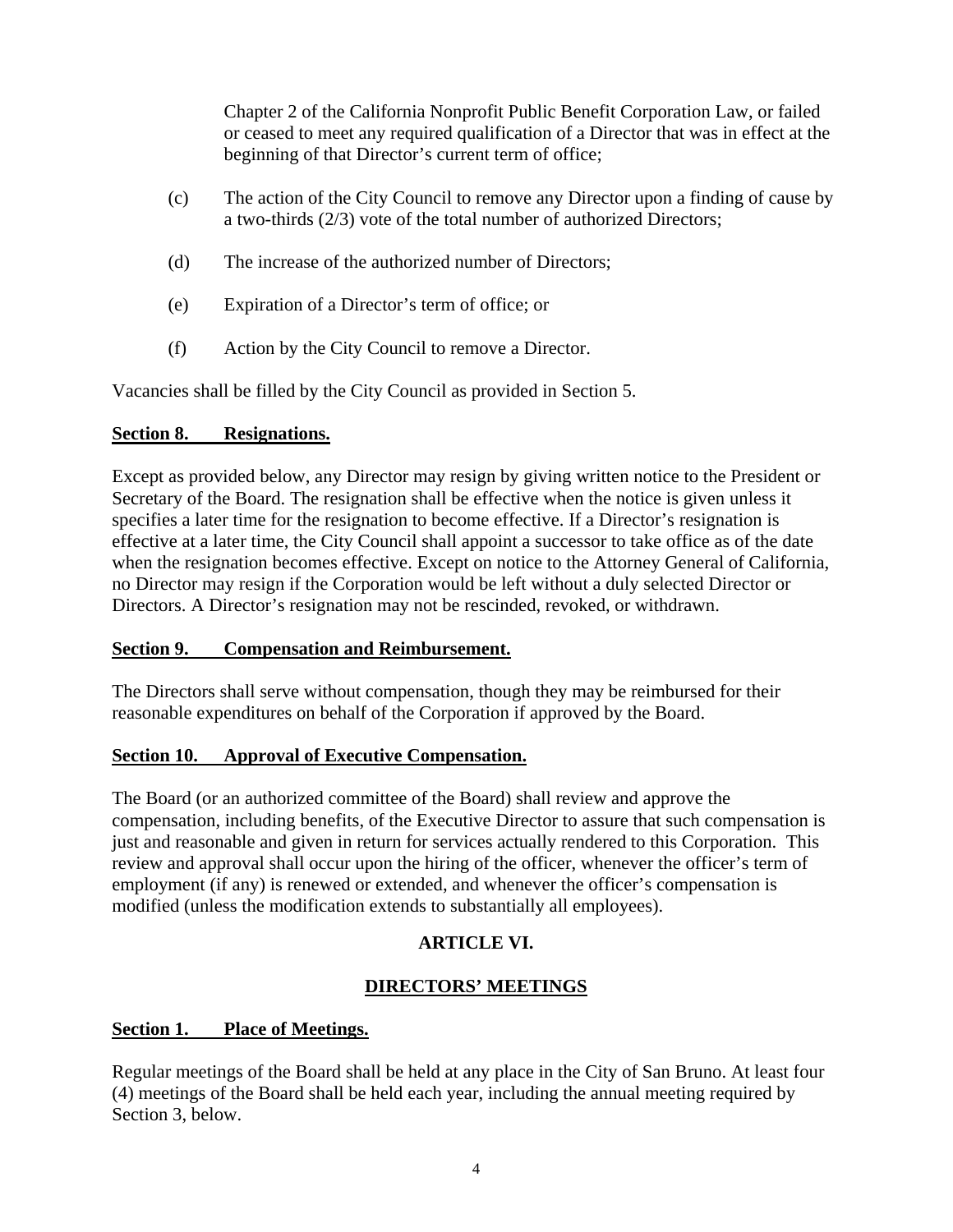Chapter 2 of the California Nonprofit Public Benefit Corporation Law, or failed or ceased to meet any required qualification of a Director that was in effect at the beginning of that Director's current term of office;

(c) The action of the City Council to remove any Director upon a finding of cause by a two-thirds (2/3) vote of the total number of authorized Directors;

(d) The increase of the authorized number of Directors;

(e) Expiration of a Director's term of office; or

(f) Action by the City Council to remove a Director.

Vacancies shall be filled by the City Council as provided in Section 5.

**Section 8. Resignations.**

Except as provided below, any Director may resign by giving written notice to the President or Secretary of the Board. The resignation shall be effective when the notice is given unless it specifies a later time for the resignation to become effective. If a Director's resignation is effective at a later time, the City Council shall appoint a successor to take office as of the date when the resignation becomes effective. Except on notice to the Attorney General of California, no Director may resign if the Corporation would be left without a duly selected Director or Directors. A Director's resignation may not be rescinded, revoked, or withdrawn.

**Section 9. Compensation and Reimbursement.**

The Directors shall serve without compensation, though they may be reimbursed for their reasonable expenditures on behalf of the Corporation if approved by the Board.

**Section 10. Approval of Executive Compensation.**

The Board (or an authorized committee of the Board) shall review and approve the compensation, including benefits, of the Executive Director to assure that such compensation is just and reasonable and given in return for services actually rendered to this Corporation. This review and approval shall occur upon the hiring of the officer, whenever the officer's term of employment (if any) is renewed or extended, and whenever the officer's compensation is modified (unless the modification extends to substantially all employees).

## ARTICLE VI.

## DIRECTORS' MEETINGS

**Section 1. Place of Meetings.**

Regular meetings of the Board shall be held at any place in the City of San Bruno. At least four (4) meetings of the Board shall be held each year, including the annual meeting required by Section 3, below.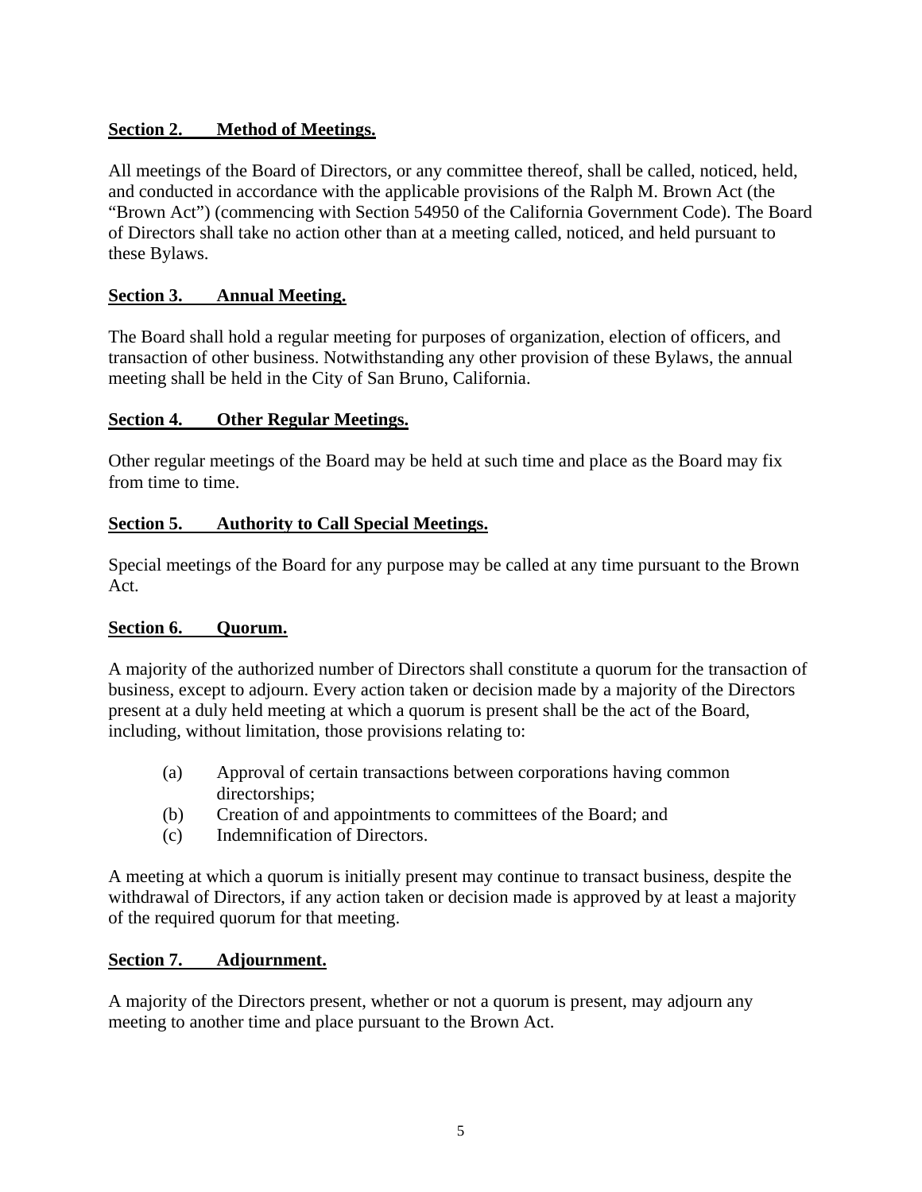**Section 2. Method of Meetings.**

All meetings of the Board of Directors, or any committee thereof, shall be called, noticed, held, and conducted in accordance with the applicable provisions of the Ralph M. Brown Act (the "Brown Act") (commencing with Section 54950 of the California Government Code). The Board of Directors shall take no action other than at a meeting called, noticed, and held pursuant to these Bylaws.

**Section 3. Annual Meeting.**

The Board shall hold a regular meeting for purposes of organization, election of officers, and transaction of other business. Notwithstanding any other provision of these Bylaws, the annual meeting shall be held in the City of San Bruno, California.

**Section 4. Other Regular Meetings.**

Other regular meetings of the Board may be held at such time and place as the Board may fix from time to time.

**Section 5. Authority to Call Special Meetings.**

Special meetings of the Board for any purpose may be called at any time pursuant to the Brown Act.

**Section 6. Quorum.**

A majority of the authorized number of Directors shall constitute a quorum for the transaction of business, except to adjourn. Every action taken or decision made by a majority of the Directors present at a duly held meeting at which a quorum is present shall be the act of the Board, including, without limitation, those provisions relating to:

(a) Approval of certain transactions between corporations having common directorships;
(b) Creation of and appointments to committees of the Board; and
(c) Indemnification of Directors.

A meeting at which a quorum is initially present may continue to transact business, despite the withdrawal of Directors, if any action taken or decision made is approved by at least a majority of the required quorum for that meeting.

**Section 7. Adjournment.**

A majority of the Directors present, whether or not a quorum is present, may adjourn any meeting to another time and place pursuant to the Brown Act.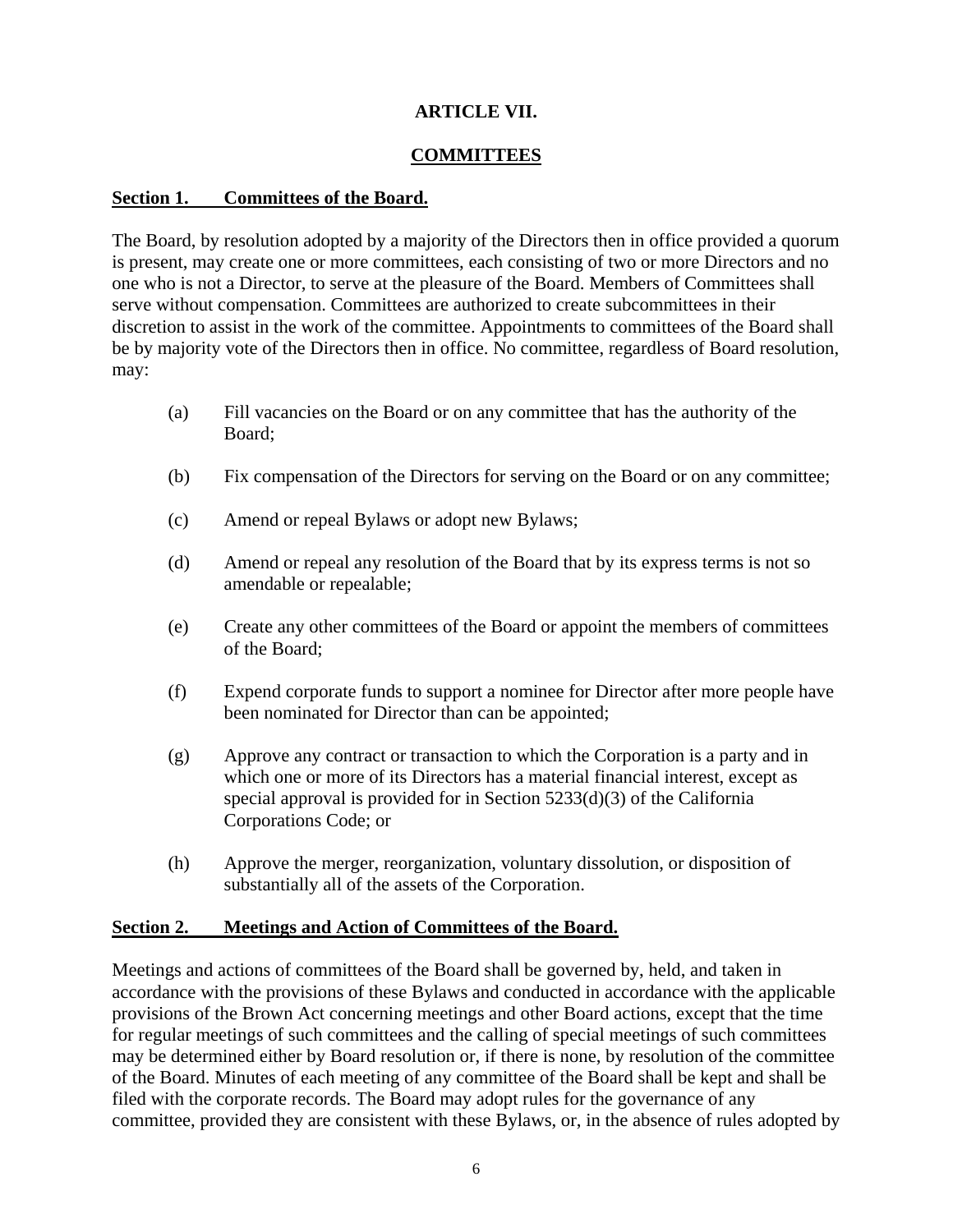# ARTICLE VII.

## COMMITTEES

**Section 1. Committees of the Board.**

The Board, by resolution adopted by a majority of the Directors then in office provided a quorum is present, may create one or more committees, each consisting of two or more Directors and no one who is not a Director, to serve at the pleasure of the Board. Members of Committees shall serve without compensation. Committees are authorized to create subcommittees in their discretion to assist in the work of the committee. Appointments to committees of the Board shall be by majority vote of the Directors then in office. No committee, regardless of Board resolution, may:

(a) Fill vacancies on the Board or on any committee that has the authority of the Board;

(b) Fix compensation of the Directors for serving on the Board or on any committee;

(c) Amend or repeal Bylaws or adopt new Bylaws;

(d) Amend or repeal any resolution of the Board that by its express terms is not so amendable or repealable;

(e) Create any other committees of the Board or appoint the members of committees of the Board;

(f) Expend corporate funds to support a nominee for Director after more people have been nominated for Director than can be appointed;

(g) Approve any contract or transaction to which the Corporation is a party and in which one or more of its Directors has a material financial interest, except as special approval is provided for in Section 5233(d)(3) of the California Corporations Code; or

(h) Approve the merger, reorganization, voluntary dissolution, or disposition of substantially all of the assets of the Corporation.

**Section 2. Meetings and Action of Committees of the Board.**

Meetings and actions of committees of the Board shall be governed by, held, and taken in accordance with the provisions of these Bylaws and conducted in accordance with the applicable provisions of the Brown Act concerning meetings and other Board actions, except that the time for regular meetings of such committees and the calling of special meetings of such committees may be determined either by Board resolution or, if there is none, by resolution of the committee of the Board. Minutes of each meeting of any committee of the Board shall be kept and shall be filed with the corporate records. The Board may adopt rules for the governance of any committee, provided they are consistent with these Bylaws, or, in the absence of rules adopted by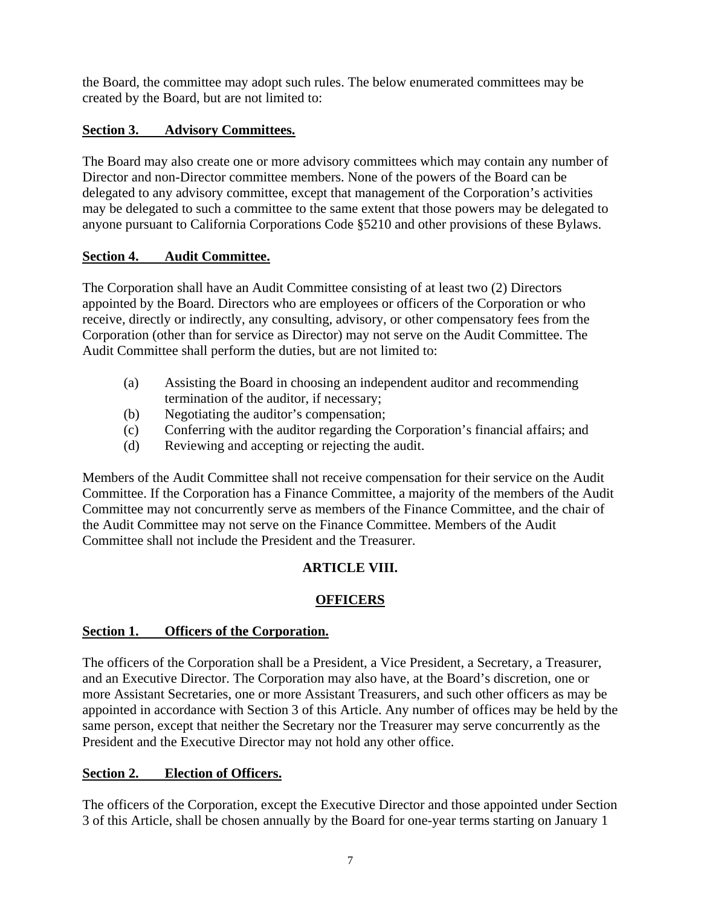the Board, the committee may adopt such rules. The below enumerated committees may be created by the Board, but are not limited to:

### Section 3. Advisory Committees.

The Board may also create one or more advisory committees which may contain any number of Director and non-Director committee members. None of the powers of the Board can be delegated to any advisory committee, except that management of the Corporation's activities may be delegated to such a committee to the same extent that those powers may be delegated to anyone pursuant to California Corporations Code §5210 and other provisions of these Bylaws.

### Section 4. Audit Committee.

The Corporation shall have an Audit Committee consisting of at least two (2) Directors appointed by the Board. Directors who are employees or officers of the Corporation or who receive, directly or indirectly, any consulting, advisory, or other compensatory fees from the Corporation (other than for service as Director) may not serve on the Audit Committee. The Audit Committee shall perform the duties, but are not limited to:

(a) Assisting the Board in choosing an independent auditor and recommending termination of the auditor, if necessary;
(b) Negotiating the auditor's compensation;
(c) Conferring with the auditor regarding the Corporation's financial affairs; and
(d) Reviewing and accepting or rejecting the audit.

Members of the Audit Committee shall not receive compensation for their service on the Audit Committee. If the Corporation has a Finance Committee, a majority of the members of the Audit Committee may not concurrently serve as members of the Finance Committee, and the chair of the Audit Committee may not serve on the Finance Committee. Members of the Audit Committee shall not include the President and the Treasurer.

## ARTICLE VIII.

## OFFICERS

### Section 1. Officers of the Corporation.

The officers of the Corporation shall be a President, a Vice President, a Secretary, a Treasurer, and an Executive Director. The Corporation may also have, at the Board's discretion, one or more Assistant Secretaries, one or more Assistant Treasurers, and such other officers as may be appointed in accordance with Section 3 of this Article. Any number of offices may be held by the same person, except that neither the Secretary nor the Treasurer may serve concurrently as the President and the Executive Director may not hold any other office.

### Section 2. Election of Officers.

The officers of the Corporation, except the Executive Director and those appointed under Section 3 of this Article, shall be chosen annually by the Board for one-year terms starting on January 1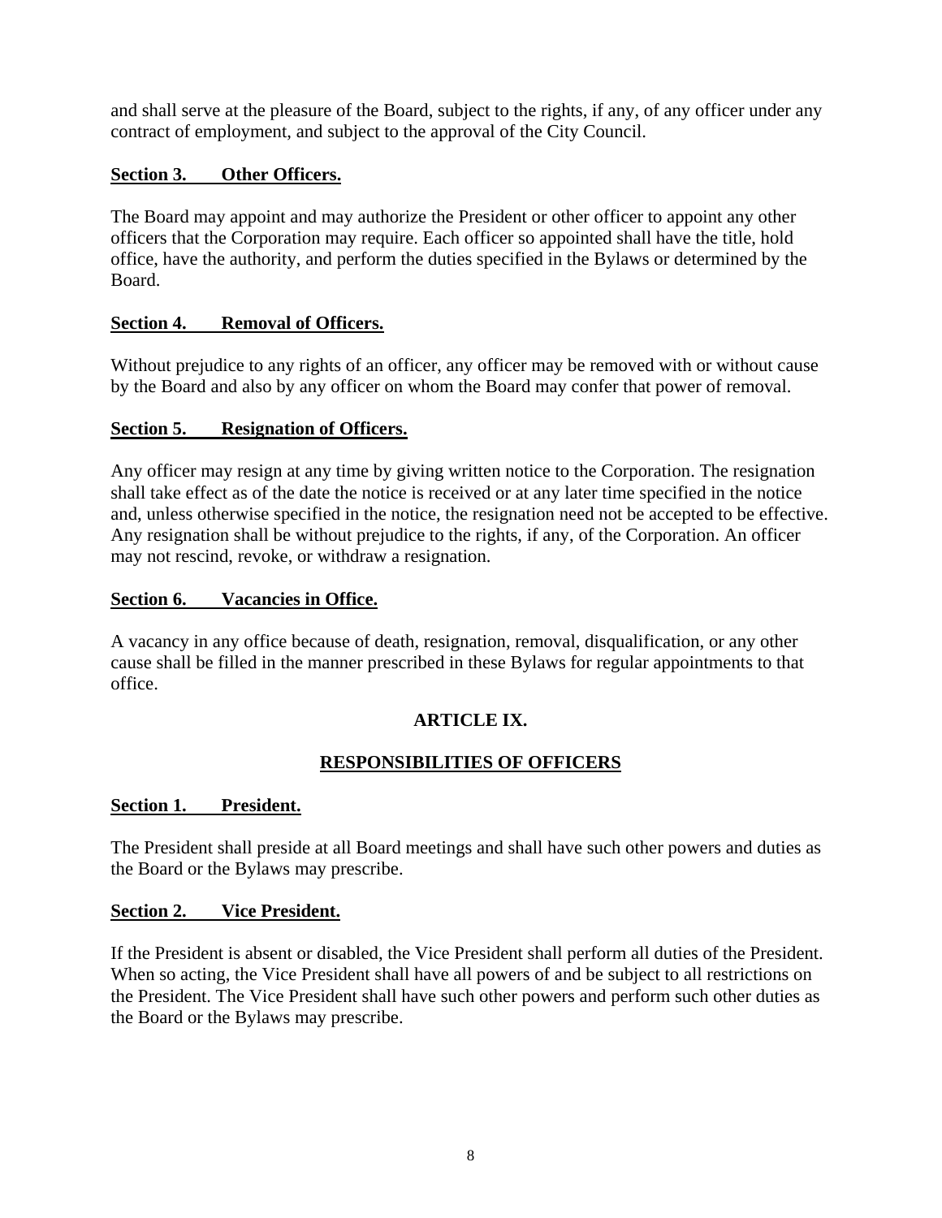and shall serve at the pleasure of the Board, subject to the rights, if any, of any officer under any contract of employment, and subject to the approval of the City Council.

**Section 3. Other Officers.**

The Board may appoint and may authorize the President or other officer to appoint any other officers that the Corporation may require. Each officer so appointed shall have the title, hold office, have the authority, and perform the duties specified in the Bylaws or determined by the Board.

**Section 4. Removal of Officers.**

Without prejudice to any rights of an officer, any officer may be removed with or without cause by the Board and also by any officer on whom the Board may confer that power of removal.

**Section 5. Resignation of Officers.**

Any officer may resign at any time by giving written notice to the Corporation. The resignation shall take effect as of the date the notice is received or at any later time specified in the notice and, unless otherwise specified in the notice, the resignation need not be accepted to be effective. Any resignation shall be without prejudice to the rights, if any, of the Corporation. An officer may not rescind, revoke, or withdraw a resignation.

**Section 6. Vacancies in Office.**

A vacancy in any office because of death, resignation, removal, disqualification, or any other cause shall be filled in the manner prescribed in these Bylaws for regular appointments to that office.

## ARTICLE IX.

## RESPONSIBILITIES OF OFFICERS

**Section 1. President.**

The President shall preside at all Board meetings and shall have such other powers and duties as the Board or the Bylaws may prescribe.

**Section 2. Vice President.**

If the President is absent or disabled, the Vice President shall perform all duties of the President. When so acting, the Vice President shall have all powers of and be subject to all restrictions on the President. The Vice President shall have such other powers and perform such other duties as the Board or the Bylaws may prescribe.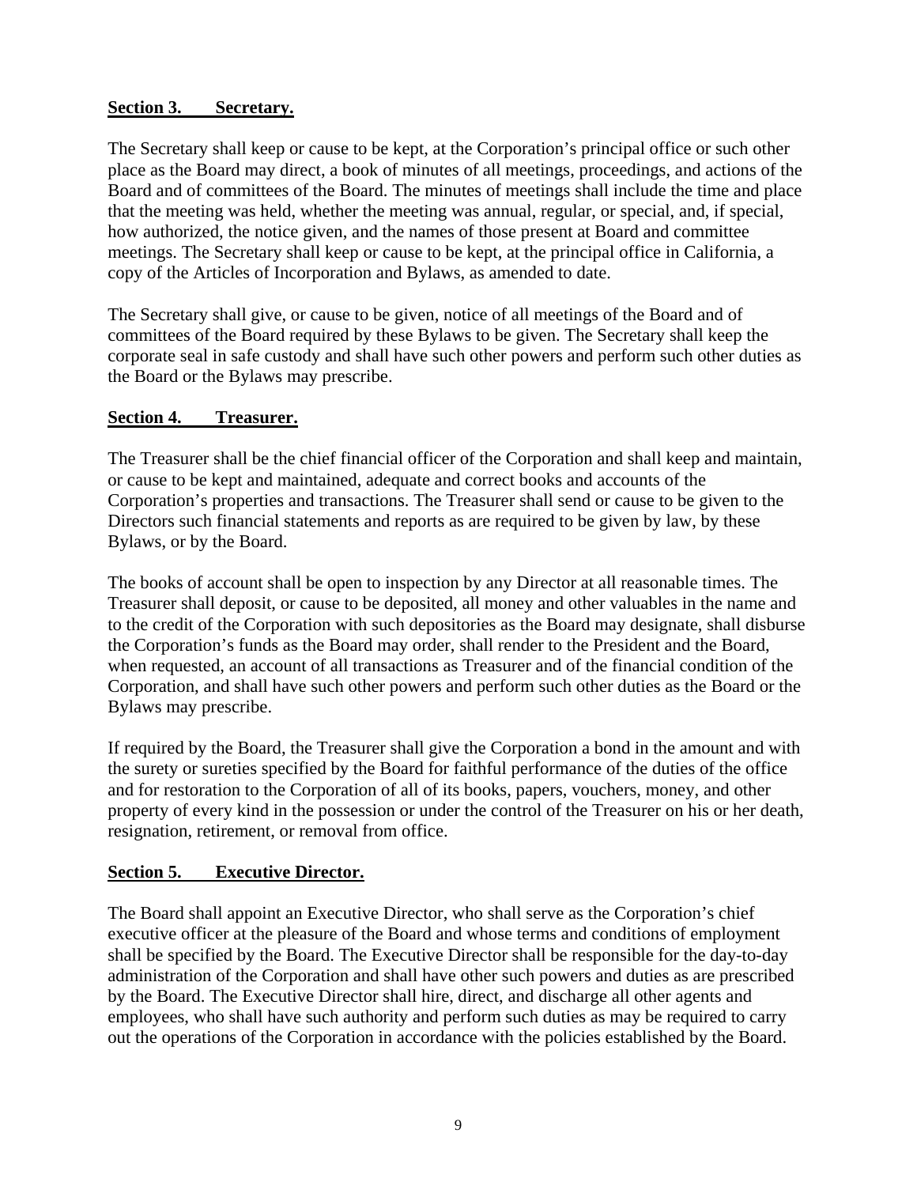## **Section 3. Secretary.**

The Secretary shall keep or cause to be kept, at the Corporation's principal office or such other place as the Board may direct, a book of minutes of all meetings, proceedings, and actions of the Board and of committees of the Board. The minutes of meetings shall include the time and place that the meeting was held, whether the meeting was annual, regular, or special, and, if special, how authorized, the notice given, and the names of those present at Board and committee meetings. The Secretary shall keep or cause to be kept, at the principal office in California, a copy of the Articles of Incorporation and Bylaws, as amended to date.

The Secretary shall give, or cause to be given, notice of all meetings of the Board and of committees of the Board required by these Bylaws to be given. The Secretary shall keep the corporate seal in safe custody and shall have such other powers and perform such other duties as the Board or the Bylaws may prescribe.

## **Section 4. Treasurer.**

The Treasurer shall be the chief financial officer of the Corporation and shall keep and maintain, or cause to be kept and maintained, adequate and correct books and accounts of the Corporation's properties and transactions. The Treasurer shall send or cause to be given to the Directors such financial statements and reports as are required to be given by law, by these Bylaws, or by the Board.

The books of account shall be open to inspection by any Director at all reasonable times. The Treasurer shall deposit, or cause to be deposited, all money and other valuables in the name and to the credit of the Corporation with such depositories as the Board may designate, shall disburse the Corporation's funds as the Board may order, shall render to the President and the Board, when requested, an account of all transactions as Treasurer and of the financial condition of the Corporation, and shall have such other powers and perform such other duties as the Board or the Bylaws may prescribe.

If required by the Board, the Treasurer shall give the Corporation a bond in the amount and with the surety or sureties specified by the Board for faithful performance of the duties of the office and for restoration to the Corporation of all of its books, papers, vouchers, money, and other property of every kind in the possession or under the control of the Treasurer on his or her death, resignation, retirement, or removal from office.

## **Section 5. Executive Director.**

The Board shall appoint an Executive Director, who shall serve as the Corporation's chief executive officer at the pleasure of the Board and whose terms and conditions of employment shall be specified by the Board. The Executive Director shall be responsible for the day-to-day administration of the Corporation and shall have other such powers and duties as are prescribed by the Board. The Executive Director shall hire, direct, and discharge all other agents and employees, who shall have such authority and perform such duties as may be required to carry out the operations of the Corporation in accordance with the policies established by the Board.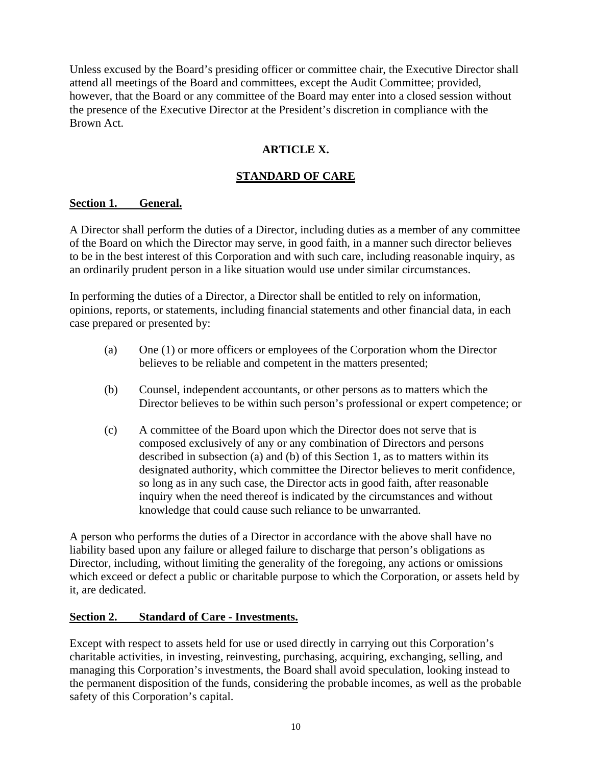Unless excused by the Board's presiding officer or committee chair, the Executive Director shall attend all meetings of the Board and committees, except the Audit Committee; provided, however, that the Board or any committee of the Board may enter into a closed session without the presence of the Executive Director at the President's discretion in compliance with the Brown Act.

## ARTICLE X.

## STANDARD OF CARE

**Section 1. General.**

A Director shall perform the duties of a Director, including duties as a member of any committee of the Board on which the Director may serve, in good faith, in a manner such director believes to be in the best interest of this Corporation and with such care, including reasonable inquiry, as an ordinarily prudent person in a like situation would use under similar circumstances.

In performing the duties of a Director, a Director shall be entitled to rely on information, opinions, reports, or statements, including financial statements and other financial data, in each case prepared or presented by:

(a) One (1) or more officers or employees of the Corporation whom the Director believes to be reliable and competent in the matters presented;

(b) Counsel, independent accountants, or other persons as to matters which the Director believes to be within such person's professional or expert competence; or

(c) A committee of the Board upon which the Director does not serve that is composed exclusively of any or any combination of Directors and persons described in subsection (a) and (b) of this Section 1, as to matters within its designated authority, which committee the Director believes to merit confidence, so long as in any such case, the Director acts in good faith, after reasonable inquiry when the need thereof is indicated by the circumstances and without knowledge that could cause such reliance to be unwarranted.

A person who performs the duties of a Director in accordance with the above shall have no liability based upon any failure or alleged failure to discharge that person's obligations as Director, including, without limiting the generality of the foregoing, any actions or omissions which exceed or defect a public or charitable purpose to which the Corporation, or assets held by it, are dedicated.

**Section 2. Standard of Care - Investments.**

Except with respect to assets held for use or used directly in carrying out this Corporation's charitable activities, in investing, reinvesting, purchasing, acquiring, exchanging, selling, and managing this Corporation's investments, the Board shall avoid speculation, looking instead to the permanent disposition of the funds, considering the probable incomes, as well as the probable safety of this Corporation's capital.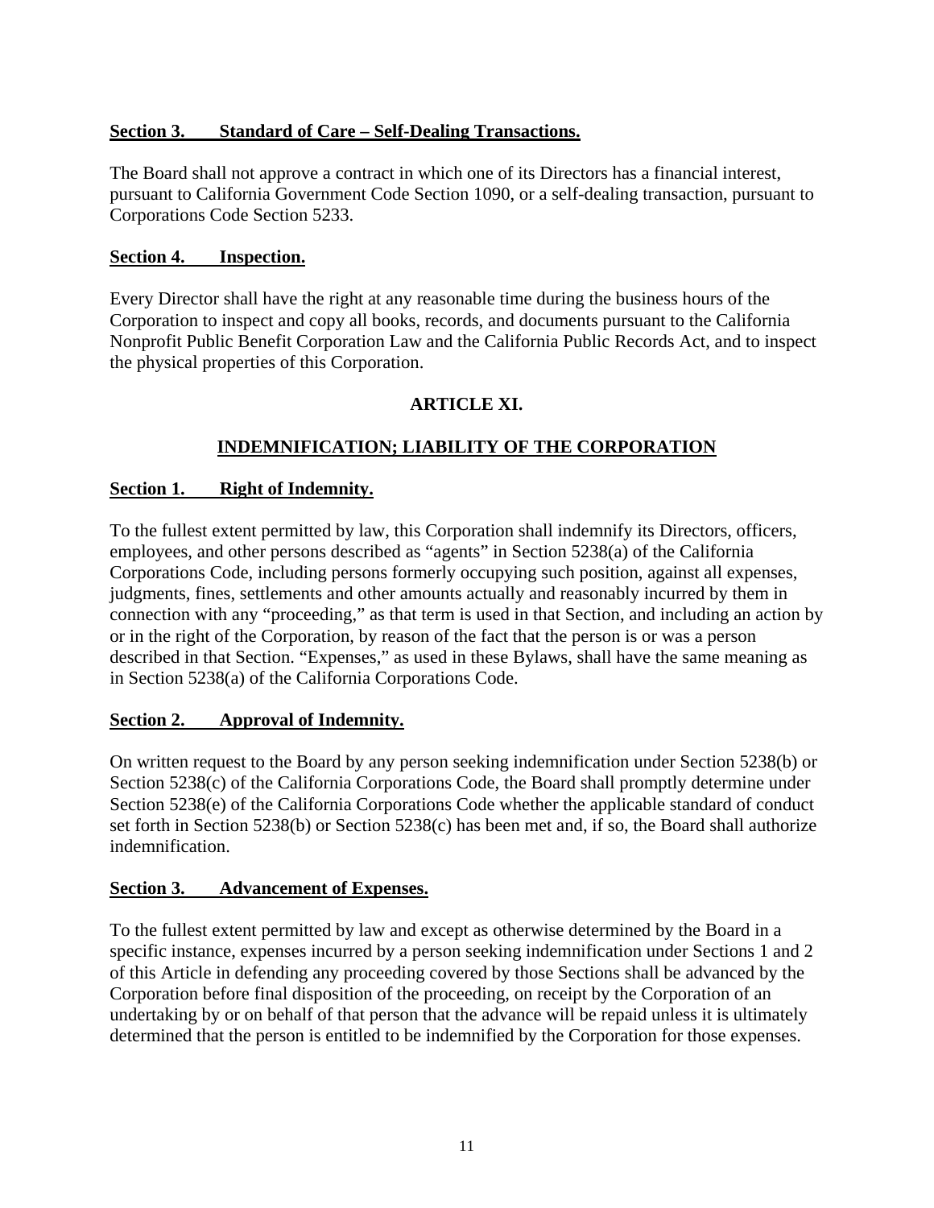**Section 3. Standard of Care – Self-Dealing Transactions.**

The Board shall not approve a contract in which one of its Directors has a financial interest, pursuant to California Government Code Section 1090, or a self-dealing transaction, pursuant to Corporations Code Section 5233.

**Section 4. Inspection.**

Every Director shall have the right at any reasonable time during the business hours of the Corporation to inspect and copy all books, records, and documents pursuant to the California Nonprofit Public Benefit Corporation Law and the California Public Records Act, and to inspect the physical properties of this Corporation.

## ARTICLE XI.

## INDEMNIFICATION; LIABILITY OF THE CORPORATION

**Section 1. Right of Indemnity.**

To the fullest extent permitted by law, this Corporation shall indemnify its Directors, officers, employees, and other persons described as "agents" in Section 5238(a) of the California Corporations Code, including persons formerly occupying such position, against all expenses, judgments, fines, settlements and other amounts actually and reasonably incurred by them in connection with any "proceeding," as that term is used in that Section, and including an action by or in the right of the Corporation, by reason of the fact that the person is or was a person described in that Section. "Expenses," as used in these Bylaws, shall have the same meaning as in Section 5238(a) of the California Corporations Code.

**Section 2. Approval of Indemnity.**

On written request to the Board by any person seeking indemnification under Section 5238(b) or Section 5238(c) of the California Corporations Code, the Board shall promptly determine under Section 5238(e) of the California Corporations Code whether the applicable standard of conduct set forth in Section 5238(b) or Section 5238(c) has been met and, if so, the Board shall authorize indemnification.

**Section 3. Advancement of Expenses.**

To the fullest extent permitted by law and except as otherwise determined by the Board in a specific instance, expenses incurred by a person seeking indemnification under Sections 1 and 2 of this Article in defending any proceeding covered by those Sections shall be advanced by the Corporation before final disposition of the proceeding, on receipt by the Corporation of an undertaking by or on behalf of that person that the advance will be repaid unless it is ultimately determined that the person is entitled to be indemnified by the Corporation for those expenses.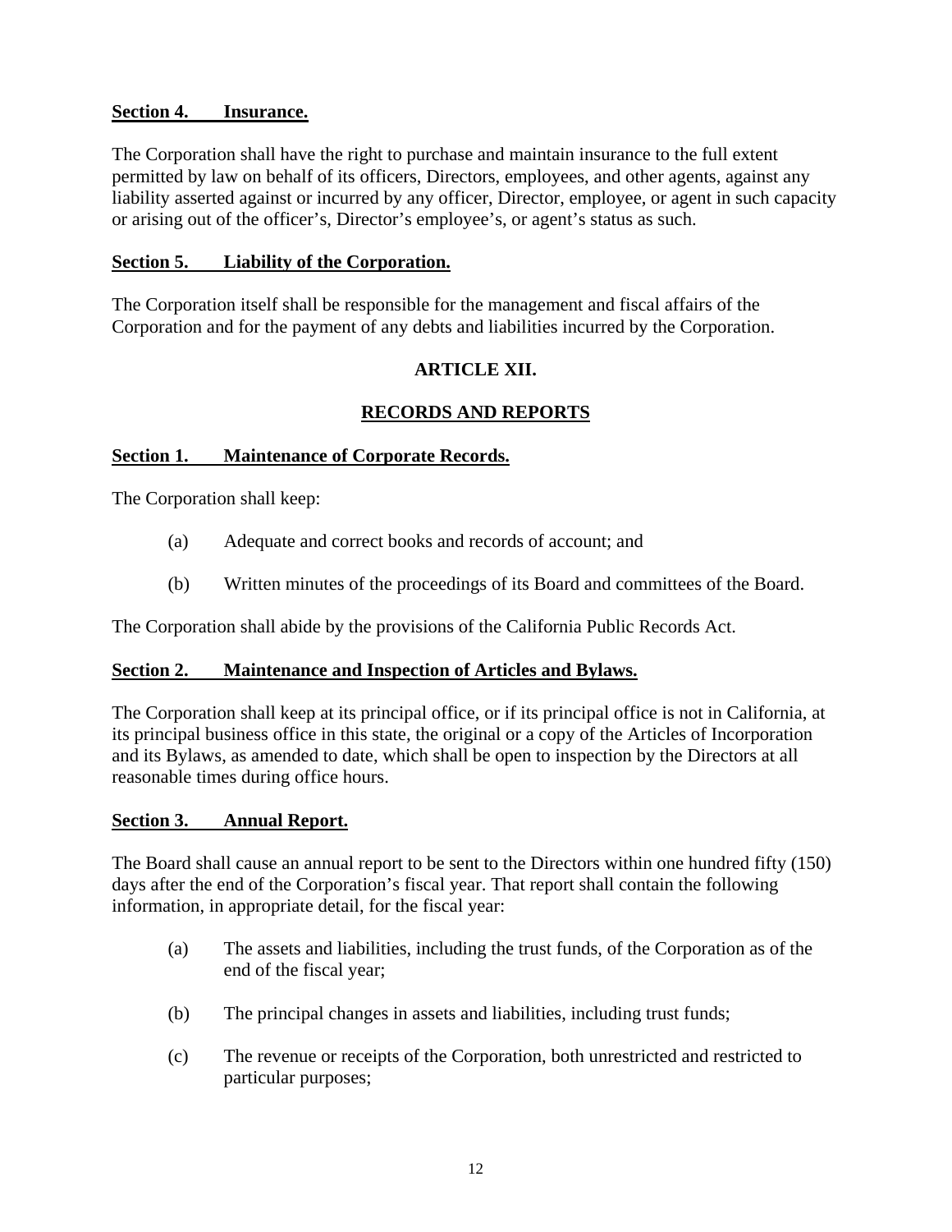**Section 4. Insurance.**

The Corporation shall have the right to purchase and maintain insurance to the full extent permitted by law on behalf of its officers, Directors, employees, and other agents, against any liability asserted against or incurred by any officer, Director, employee, or agent in such capacity or arising out of the officer's, Director's employee's, or agent's status as such.

**Section 5. Liability of the Corporation.**

The Corporation itself shall be responsible for the management and fiscal affairs of the Corporation and for the payment of any debts and liabilities incurred by the Corporation.

## ARTICLE XII.

## RECORDS AND REPORTS

**Section 1. Maintenance of Corporate Records.**

The Corporation shall keep:

(a) Adequate and correct books and records of account; and

(b) Written minutes of the proceedings of its Board and committees of the Board.

The Corporation shall abide by the provisions of the California Public Records Act.

**Section 2. Maintenance and Inspection of Articles and Bylaws.**

The Corporation shall keep at its principal office, or if its principal office is not in California, at its principal business office in this state, the original or a copy of the Articles of Incorporation and its Bylaws, as amended to date, which shall be open to inspection by the Directors at all reasonable times during office hours.

**Section 3. Annual Report.**

The Board shall cause an annual report to be sent to the Directors within one hundred fifty (150) days after the end of the Corporation's fiscal year. That report shall contain the following information, in appropriate detail, for the fiscal year:

(a) The assets and liabilities, including the trust funds, of the Corporation as of the end of the fiscal year;

(b) The principal changes in assets and liabilities, including trust funds;

(c) The revenue or receipts of the Corporation, both unrestricted and restricted to particular purposes;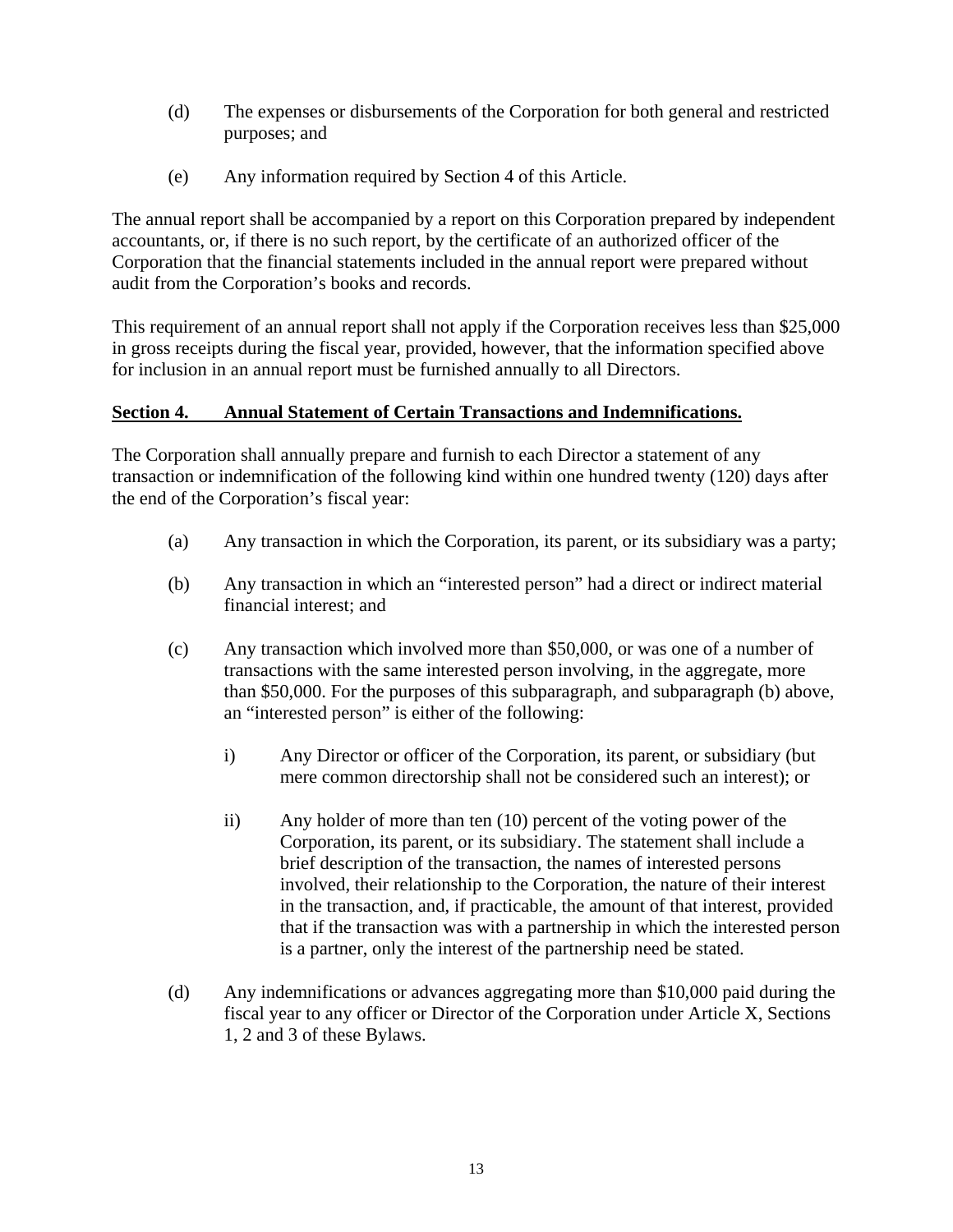(d) The expenses or disbursements of the Corporation for both general and restricted purposes; and

(e) Any information required by Section 4 of this Article.

The annual report shall be accompanied by a report on this Corporation prepared by independent accountants, or, if there is no such report, by the certificate of an authorized officer of the Corporation that the financial statements included in the annual report were prepared without audit from the Corporation's books and records.

This requirement of an annual report shall not apply if the Corporation receives less than $25,000 in gross receipts during the fiscal year, provided, however, that the information specified above for inclusion in an annual report must be furnished annually to all Directors.

**Section 4. Annual Statement of Certain Transactions and Indemnifications.**

The Corporation shall annually prepare and furnish to each Director a statement of any transaction or indemnification of the following kind within one hundred twenty (120) days after the end of the Corporation's fiscal year:

(a) Any transaction in which the Corporation, its parent, or its subsidiary was a party;

(b) Any transaction in which an "interested person" had a direct or indirect material financial interest; and

(c) Any transaction which involved more than $50,000, or was one of a number of transactions with the same interested person involving, in the aggregate, more than $50,000. For the purposes of this subparagraph, and subparagraph (b) above, an "interested person" is either of the following:

  i) Any Director or officer of the Corporation, its parent, or subsidiary (but mere common directorship shall not be considered such an interest); or

  ii) Any holder of more than ten (10) percent of the voting power of the Corporation, its parent, or its subsidiary. The statement shall include a brief description of the transaction, the names of interested persons involved, their relationship to the Corporation, the nature of their interest in the transaction, and, if practicable, the amount of that interest, provided that if the transaction was with a partnership in which the interested person is a partner, only the interest of the partnership need be stated.

(d) Any indemnifications or advances aggregating more than $10,000 paid during the fiscal year to any officer or Director of the Corporation under Article X, Sections 1, 2 and 3 of these Bylaws.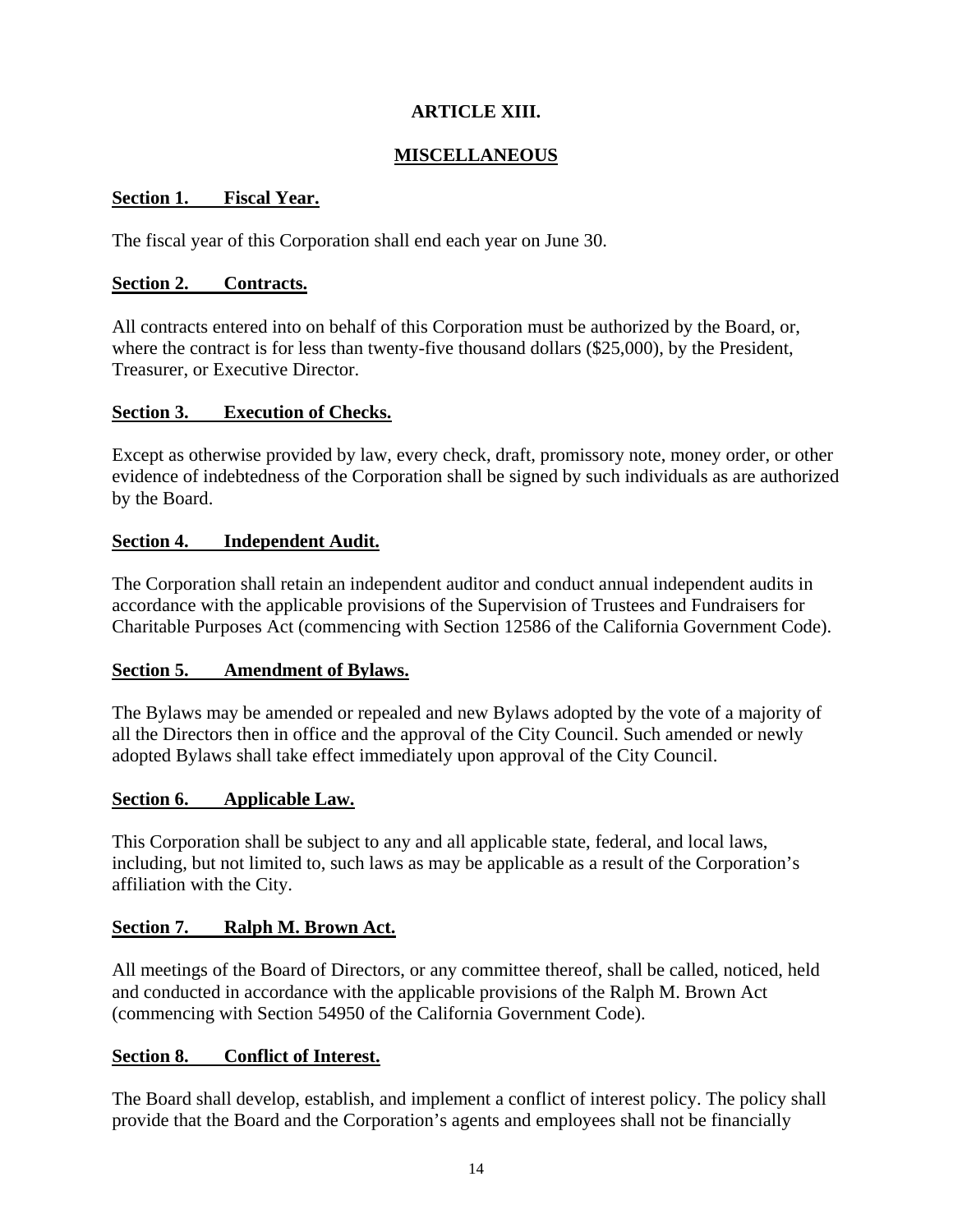# ARTICLE XIII.

## MISCELLANEOUS

**Section 1. Fiscal Year.**

The fiscal year of this Corporation shall end each year on June 30.

**Section 2. Contracts.**

All contracts entered into on behalf of this Corporation must be authorized by the Board, or, where the contract is for less than twenty-five thousand dollars ($25,000), by the President, Treasurer, or Executive Director.

**Section 3. Execution of Checks.**

Except as otherwise provided by law, every check, draft, promissory note, money order, or other evidence of indebtedness of the Corporation shall be signed by such individuals as are authorized by the Board.

**Section 4. Independent Audit.**

The Corporation shall retain an independent auditor and conduct annual independent audits in accordance with the applicable provisions of the Supervision of Trustees and Fundraisers for Charitable Purposes Act (commencing with Section 12586 of the California Government Code).

**Section 5. Amendment of Bylaws.**

The Bylaws may be amended or repealed and new Bylaws adopted by the vote of a majority of all the Directors then in office and the approval of the City Council. Such amended or newly adopted Bylaws shall take effect immediately upon approval of the City Council.

**Section 6. Applicable Law.**

This Corporation shall be subject to any and all applicable state, federal, and local laws, including, but not limited to, such laws as may be applicable as a result of the Corporation's affiliation with the City.

**Section 7. Ralph M. Brown Act.**

All meetings of the Board of Directors, or any committee thereof, shall be called, noticed, held and conducted in accordance with the applicable provisions of the Ralph M. Brown Act (commencing with Section 54950 of the California Government Code).

**Section 8. Conflict of Interest.**

The Board shall develop, establish, and implement a conflict of interest policy. The policy shall provide that the Board and the Corporation's agents and employees shall not be financially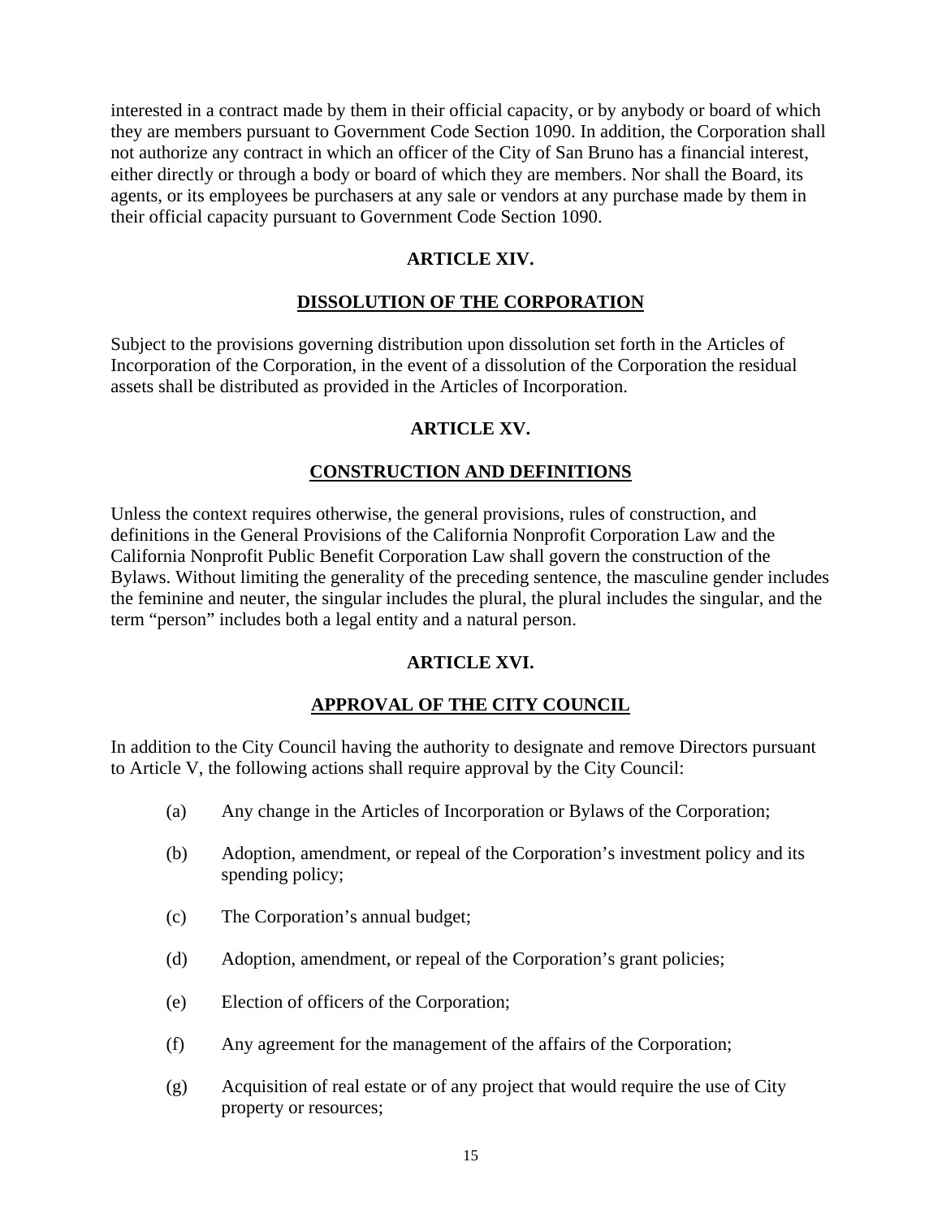interested in a contract made by them in their official capacity, or by anybody or board of which they are members pursuant to Government Code Section 1090. In addition, the Corporation shall not authorize any contract in which an officer of the City of San Bruno has a financial interest, either directly or through a body or board of which they are members. Nor shall the Board, its agents, or its employees be purchasers at any sale or vendors at any purchase made by them in their official capacity pursuant to Government Code Section 1090.

## ARTICLE XIV.

## DISSOLUTION OF THE CORPORATION

Subject to the provisions governing distribution upon dissolution set forth in the Articles of Incorporation of the Corporation, in the event of a dissolution of the Corporation the residual assets shall be distributed as provided in the Articles of Incorporation.

## ARTICLE XV.

## CONSTRUCTION AND DEFINITIONS

Unless the context requires otherwise, the general provisions, rules of construction, and definitions in the General Provisions of the California Nonprofit Corporation Law and the California Nonprofit Public Benefit Corporation Law shall govern the construction of the Bylaws. Without limiting the generality of the preceding sentence, the masculine gender includes the feminine and neuter, the singular includes the plural, the plural includes the singular, and the term "person" includes both a legal entity and a natural person.

## ARTICLE XVI.

## APPROVAL OF THE CITY COUNCIL

In addition to the City Council having the authority to designate and remove Directors pursuant to Article V, the following actions shall require approval by the City Council:

(a) Any change in the Articles of Incorporation or Bylaws of the Corporation;

(b) Adoption, amendment, or repeal of the Corporation's investment policy and its spending policy;

(c) The Corporation's annual budget;

(d) Adoption, amendment, or repeal of the Corporation's grant policies;

(e) Election of officers of the Corporation;

(f) Any agreement for the management of the affairs of the Corporation;

(g) Acquisition of real estate or of any project that would require the use of City property or resources;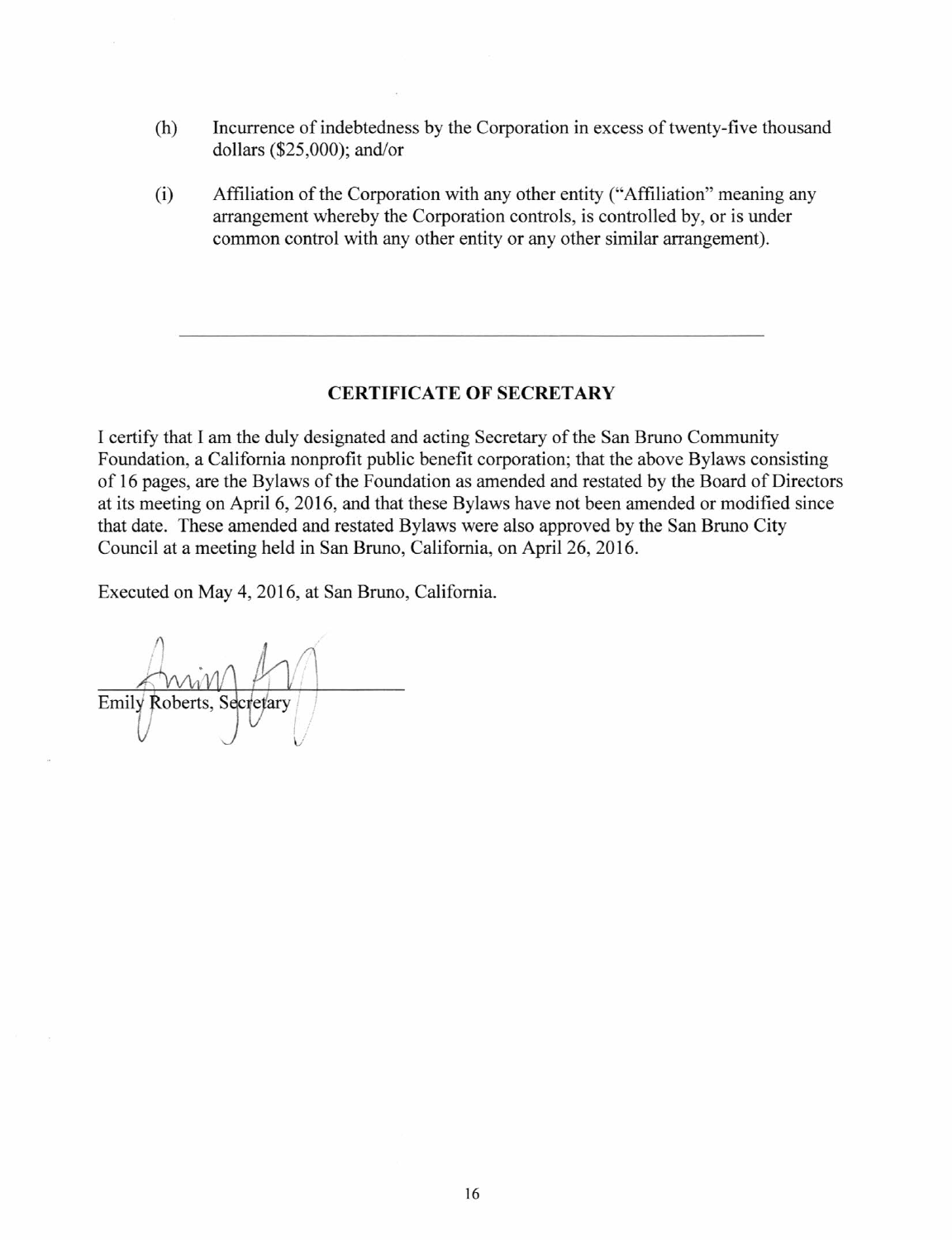(h) Incurrence of indebtedness by the Corporation in excess of twenty-five thousand dollars ($25,000); and/or

(i) Affiliation of the Corporation with any other entity ("Affiliation" meaning any arrangement whereby the Corporation controls, is controlled by, or is under common control with any other entity or any other similar arrangement).

---

## CERTIFICATE OF SECRETARY

I certify that I am the duly designated and acting Secretary of the San Bruno Community Foundation, a California nonprofit public benefit corporation; that the above Bylaws consisting of 16 pages, are the Bylaws of the Foundation as amended and restated by the Board of Directors at its meeting on April 6, 2016, and that these Bylaws have not been amended or modified since that date. These amended and restated Bylaws were also approved by the San Bruno City Council at a meeting held in San Bruno, California, on April 26, 2016.

Executed on May 4, 2016, at San Bruno, California.

Emily Roberts, Secretary